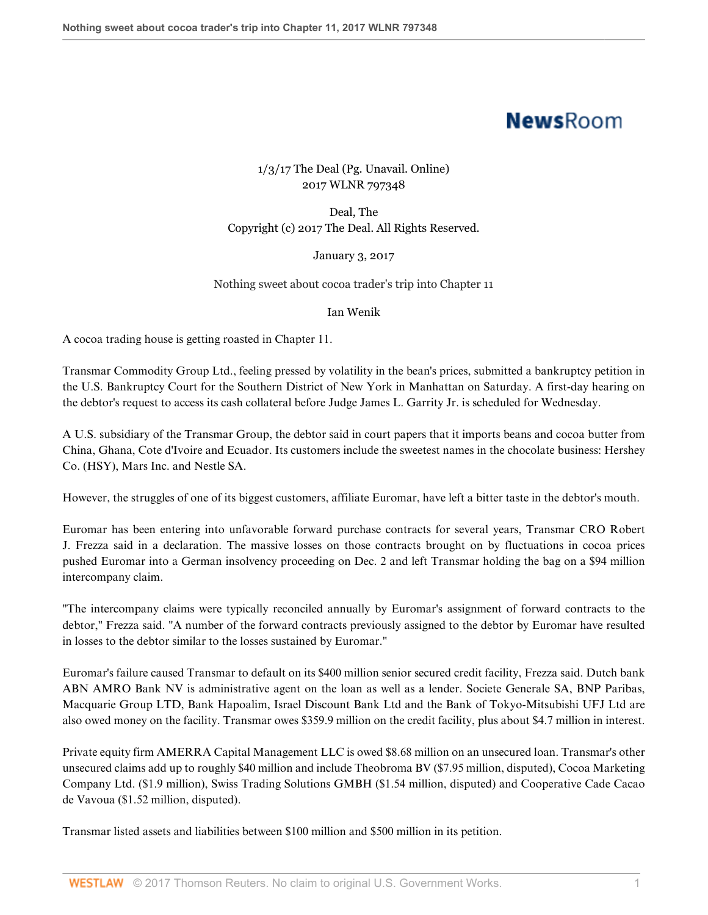1/3/17 The Deal (Pg. Unavail. Online)
2017 WLNR 797348

Deal, The
Copyright (c) 2017 The Deal. All Rights Reserved.

January 3, 2017

# Nothing sweet about cocoa trader's trip into Chapter 11

Ian Wenik

A cocoa trading house is getting roasted in Chapter 11.

Transmar Commodity Group Ltd., feeling pressed by volatility in the bean's prices, submitted a bankruptcy petition in the U.S. Bankruptcy Court for the Southern District of New York in Manhattan on Saturday. A first-day hearing on the debtor's request to access its cash collateral before Judge James L. Garrity Jr. is scheduled for Wednesday.

A U.S. subsidiary of the Transmar Group, the debtor said in court papers that it imports beans and cocoa butter from China, Ghana, Cote d'Ivoire and Ecuador. Its customers include the sweetest names in the chocolate business: Hershey Co. (HSY), Mars Inc. and Nestle SA.

However, the struggles of one of its biggest customers, affiliate Euromar, have left a bitter taste in the debtor's mouth.

Euromar has been entering into unfavorable forward purchase contracts for several years, Transmar CRO Robert J. Frezza said in a declaration. The massive losses on those contracts brought on by fluctuations in cocoa prices pushed Euromar into a German insolvency proceeding on Dec. 2 and left Transmar holding the bag on a $94 million intercompany claim.

"The intercompany claims were typically reconciled annually by Euromar's assignment of forward contracts to the debtor," Frezza said. "A number of the forward contracts previously assigned to the debtor by Euromar have resulted in losses to the debtor similar to the losses sustained by Euromar."

Euromar's failure caused Transmar to default on its $400 million senior secured credit facility, Frezza said. Dutch bank ABN AMRO Bank NV is administrative agent on the loan as well as a lender. Societe Generale SA, BNP Paribas, Macquarie Group LTD, Bank Hapoalim, Israel Discount Bank Ltd and the Bank of Tokyo-Mitsubishi UFJ Ltd are also owed money on the facility. Transmar owes $359.9 million on the credit facility, plus about $4.7 million in interest.

Private equity firm AMERRA Capital Management LLC is owed $8.68 million on an unsecured loan. Transmar's other unsecured claims add up to roughly $40 million and include Theobroma BV ($7.95 million, disputed), Cocoa Marketing Company Ltd. ($1.9 million), Swiss Trading Solutions GMBH ($1.54 million, disputed) and Cooperative Cade Cacao de Vavoua ($1.52 million, disputed).

Transmar listed assets and liabilities between $100 million and $500 million in its petition.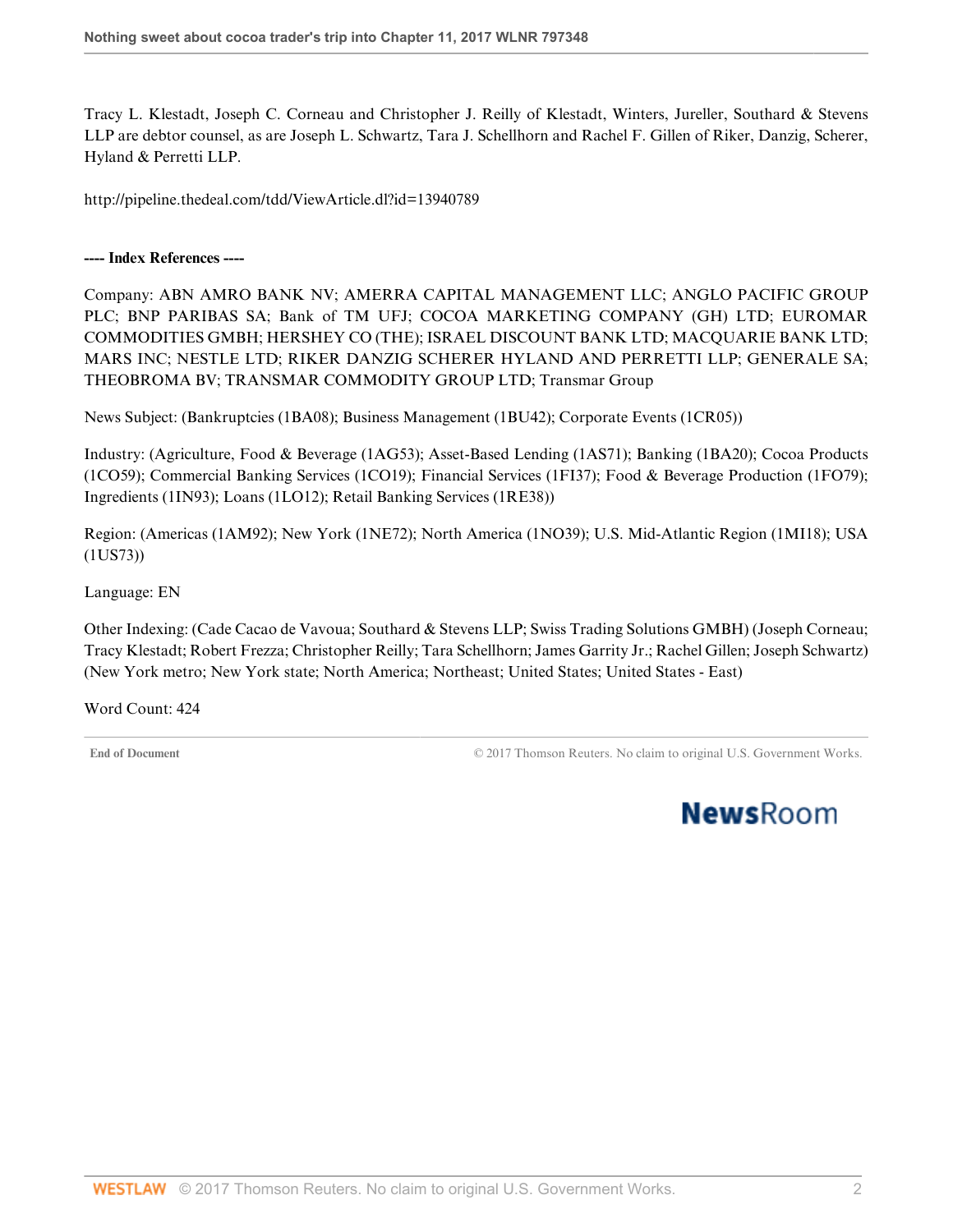Tracy L. Klestadt, Joseph C. Corneau and Christopher J. Reilly of Klestadt, Winters, Jureller, Southard & Stevens LLP are debtor counsel, as are Joseph L. Schwartz, Tara J. Schellhorn and Rachel F. Gillen of Riker, Danzig, Scherer, Hyland & Perretti LLP.

http://pipeline.thedeal.com/tdd/ViewArticle.dl?id=13940789

**---- Index References ----**

Company: ABN AMRO BANK NV; AMERRA CAPITAL MANAGEMENT LLC; ANGLO PACIFIC GROUP PLC; BNP PARIBAS SA; Bank of TM UFJ; COCOA MARKETING COMPANY (GH) LTD; EUROMAR COMMODITIES GMBH; HERSHEY CO (THE); ISRAEL DISCOUNT BANK LTD; MACQUARIE BANK LTD; MARS INC; NESTLE LTD; RIKER DANZIG SCHERER HYLAND AND PERRETTI LLP; GENERALE SA; THEOBROMA BV; TRANSMAR COMMODITY GROUP LTD; Transmar Group

News Subject: (Bankruptcies (1BA08); Business Management (1BU42); Corporate Events (1CR05))

Industry: (Agriculture, Food & Beverage (1AG53); Asset-Based Lending (1AS71); Banking (1BA20); Cocoa Products (1CO59); Commercial Banking Services (1CO19); Financial Services (1FI37); Food & Beverage Production (1FO79); Ingredients (1IN93); Loans (1LO12); Retail Banking Services (1RE38))

Region: (Americas (1AM92); New York (1NE72); North America (1NO39); U.S. Mid-Atlantic Region (1MI18); USA (1US73))

Language: EN

Other Indexing: (Cade Cacao de Vavoua; Southard & Stevens LLP; Swiss Trading Solutions GMBH) (Joseph Corneau; Tracy Klestadt; Robert Frezza; Christopher Reilly; Tara Schellhorn; James Garrity Jr.; Rachel Gillen; Joseph Schwartz) (New York metro; New York state; North America; Northeast; United States; United States - East)

Word Count: 424

End of Document © 2017 Thomson Reuters. No claim to original U.S. Government Works.